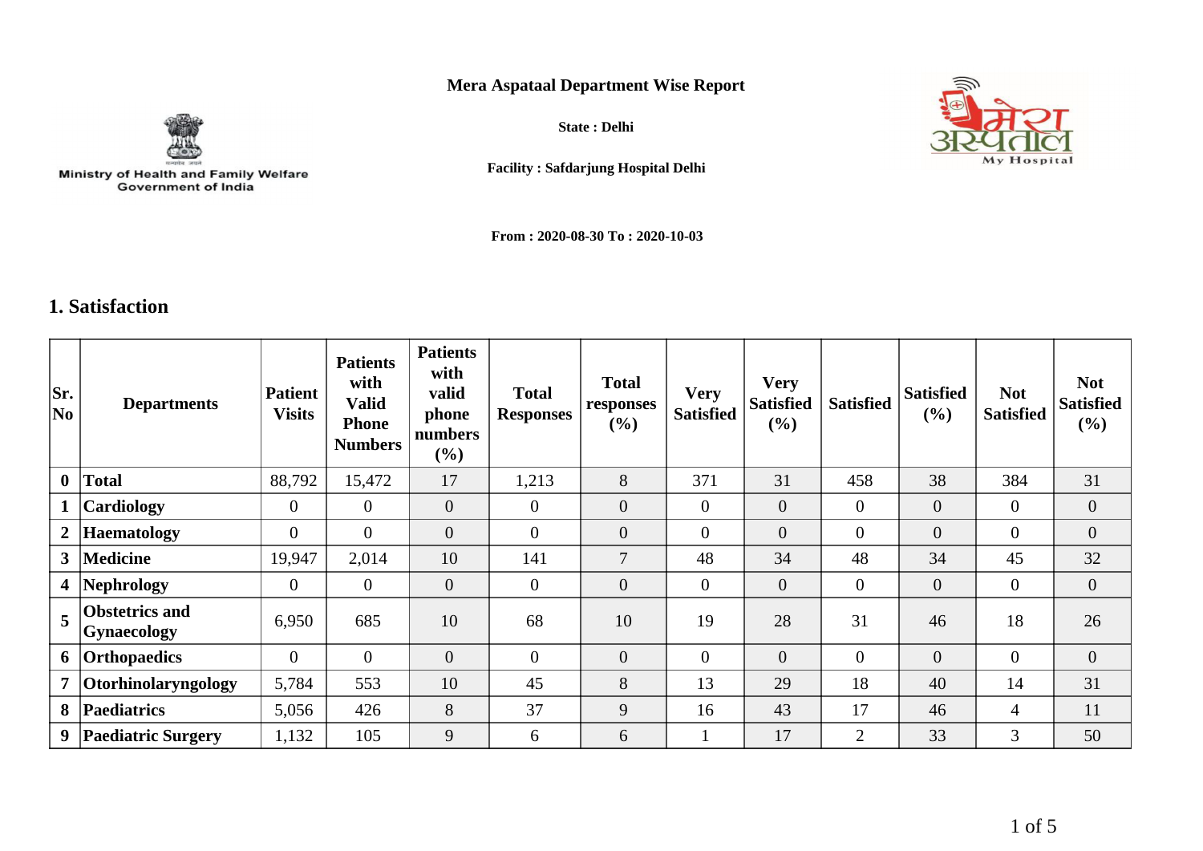# Mera Aspataal Department Wise Report

Ministry of Health and Family Welfare
Government of India

**State : Delhi**

**Facility : Safdarjung Hospital Delhi**

**From : 2020-08-30 To : 2020-10-03**

## 1. Satisfaction

| Sr. No | Departments | Patient Visits | Patients with Valid Phone Numbers | Patients with valid phone numbers (%) | Total Responses | Total responses (%) | Very Satisfied | Very Satisfied (%) | Satisfied | Satisfied (%) | Not Satisfied | Not Satisfied (%) |
|---|---|---|---|---|---|---|---|---|---|---|---|---|
| 0 | Total | 88,792 | 15,472 | 17 | 1,213 | 8 | 371 | 31 | 458 | 38 | 384 | 31 |
| 1 | Cardiology | 0 | 0 | 0 | 0 | 0 | 0 | 0 | 0 | 0 | 0 | 0 |
| 2 | Haematology | 0 | 0 | 0 | 0 | 0 | 0 | 0 | 0 | 0 | 0 | 0 |
| 3 | Medicine | 19,947 | 2,014 | 10 | 141 | 7 | 48 | 34 | 48 | 34 | 45 | 32 |
| 4 | Nephrology | 0 | 0 | 0 | 0 | 0 | 0 | 0 | 0 | 0 | 0 | 0 |
| 5 | Obstetrics and Gynaecology | 6,950 | 685 | 10 | 68 | 10 | 19 | 28 | 31 | 46 | 18 | 26 |
| 6 | Orthopaedics | 0 | 0 | 0 | 0 | 0 | 0 | 0 | 0 | 0 | 0 | 0 |
| 7 | Otorhinolaryngology | 5,784 | 553 | 10 | 45 | 8 | 13 | 29 | 18 | 40 | 14 | 31 |
| 8 | Paediatrics | 5,056 | 426 | 8 | 37 | 9 | 16 | 43 | 17 | 46 | 4 | 11 |
| 9 | Paediatric Surgery | 1,132 | 105 | 9 | 6 | 6 | 1 | 17 | 2 | 33 | 3 | 50 |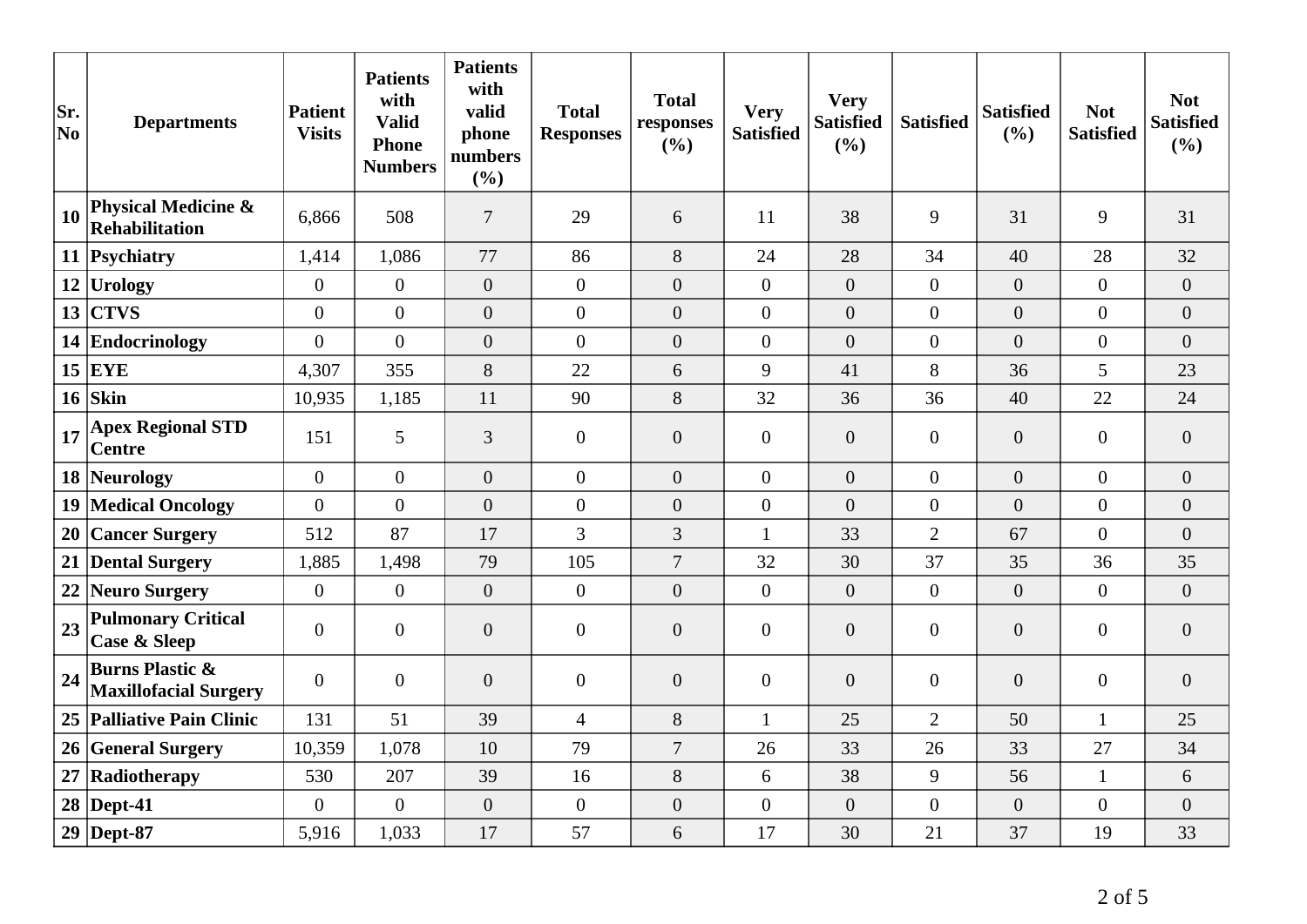| Sr. No | Departments | Patient Visits | Patients with Valid Phone Numbers | Patients with valid phone numbers (%) | Total Responses | Total responses (%) | Very Satisfied | Very Satisfied (%) | Satisfied | Satisfied (%) | Not Satisfied | Not Satisfied (%) |
|---|---|---|---|---|---|---|---|---|---|---|---|---|
| 10 | **Physical Medicine & Rehabilitation** | 6,866 | 508 | 7 | 29 | 6 | 11 | 38 | 9 | 31 | 9 | 31 |
| 11 | **Psychiatry** | 1,414 | 1,086 | 77 | 86 | 8 | 24 | 28 | 34 | 40 | 28 | 32 |
| 12 | **Urology** | 0 | 0 | 0 | 0 | 0 | 0 | 0 | 0 | 0 | 0 | 0 |
| 13 | **CTVS** | 0 | 0 | 0 | 0 | 0 | 0 | 0 | 0 | 0 | 0 | 0 |
| 14 | **Endocrinology** | 0 | 0 | 0 | 0 | 0 | 0 | 0 | 0 | 0 | 0 | 0 |
| 15 | **EYE** | 4,307 | 355 | 8 | 22 | 6 | 9 | 41 | 8 | 36 | 5 | 23 |
| 16 | **Skin** | 10,935 | 1,185 | 11 | 90 | 8 | 32 | 36 | 36 | 40 | 22 | 24 |
| 17 | **Apex Regional STD Centre** | 151 | 5 | 3 | 0 | 0 | 0 | 0 | 0 | 0 | 0 | 0 |
| 18 | **Neurology** | 0 | 0 | 0 | 0 | 0 | 0 | 0 | 0 | 0 | 0 | 0 |
| 19 | **Medical Oncology** | 0 | 0 | 0 | 0 | 0 | 0 | 0 | 0 | 0 | 0 | 0 |
| 20 | **Cancer Surgery** | 512 | 87 | 17 | 3 | 3 | 1 | 33 | 2 | 67 | 0 | 0 |
| 21 | **Dental Surgery** | 1,885 | 1,498 | 79 | 105 | 7 | 32 | 30 | 37 | 35 | 36 | 35 |
| 22 | **Neuro Surgery** | 0 | 0 | 0 | 0 | 0 | 0 | 0 | 0 | 0 | 0 | 0 |
| 23 | **Pulmonary Critical Case & Sleep** | 0 | 0 | 0 | 0 | 0 | 0 | 0 | 0 | 0 | 0 | 0 |
| 24 | **Burns Plastic & Maxillofacial Surgery** | 0 | 0 | 0 | 0 | 0 | 0 | 0 | 0 | 0 | 0 | 0 |
| 25 | **Palliative Pain Clinic** | 131 | 51 | 39 | 4 | 8 | 1 | 25 | 2 | 50 | 1 | 25 |
| 26 | **General Surgery** | 10,359 | 1,078 | 10 | 79 | 7 | 26 | 33 | 26 | 33 | 27 | 34 |
| 27 | **Radiotherapy** | 530 | 207 | 39 | 16 | 8 | 6 | 38 | 9 | 56 | 1 | 6 |
| 28 | **Dept-41** | 0 | 0 | 0 | 0 | 0 | 0 | 0 | 0 | 0 | 0 | 0 |
| 29 | **Dept-87** | 5,916 | 1,033 | 17 | 57 | 6 | 17 | 30 | 21 | 37 | 19 | 33 |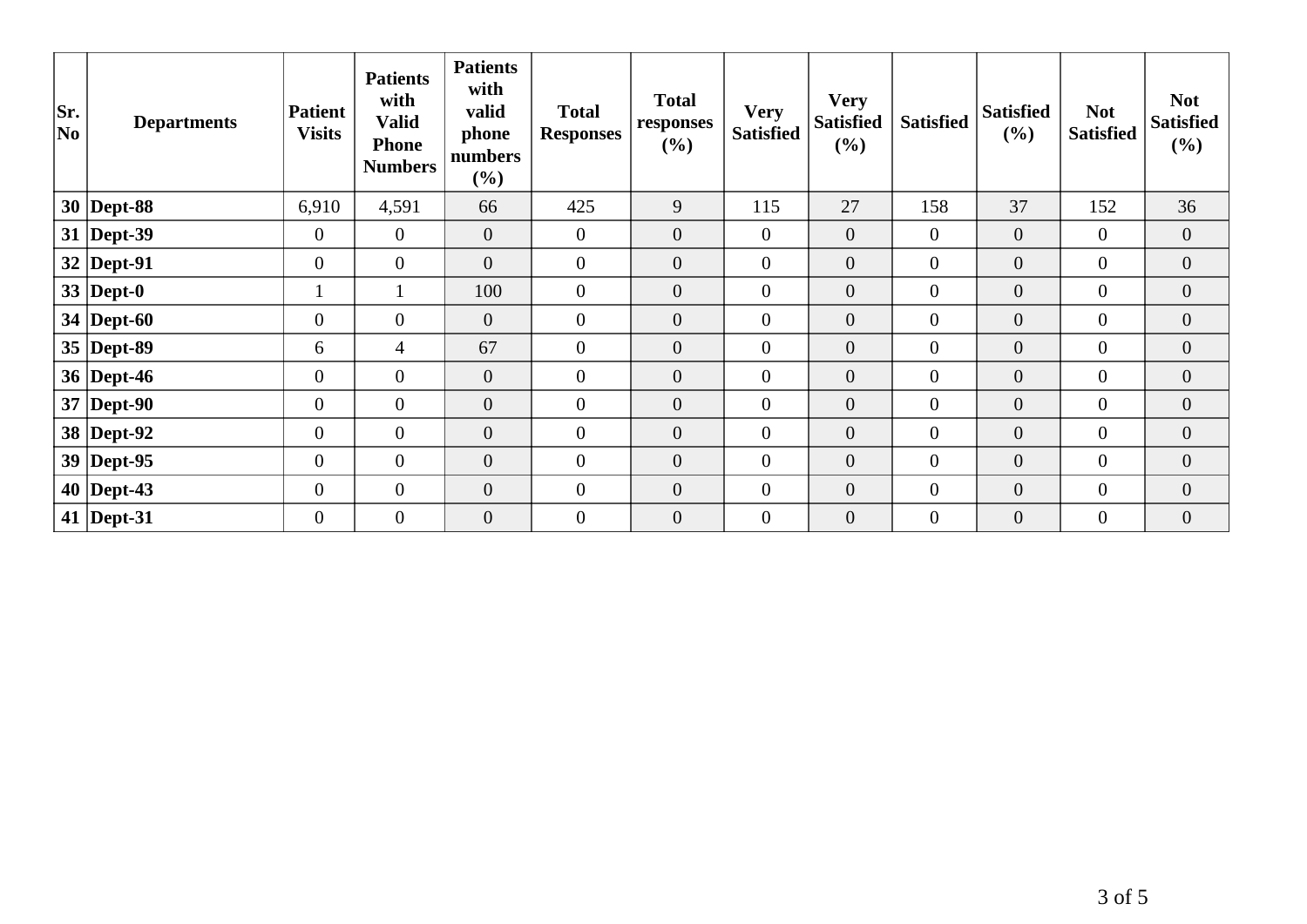| Sr. No | Departments | Patient Visits | Patients with Valid Phone Numbers | Patients with valid phone numbers (%) | Total Responses | Total responses (%) | Very Satisfied | Very Satisfied (%) | Satisfied | Satisfied (%) | Not Satisfied | Not Satisfied (%) |
|---|---|---|---|---|---|---|---|---|---|---|---|---|
| 30 | Dept-88 | 6,910 | 4,591 | 66 | 425 | 9 | 115 | 27 | 158 | 37 | 152 | 36 |
| 31 | Dept-39 | 0 | 0 | 0 | 0 | 0 | 0 | 0 | 0 | 0 | 0 | 0 |
| 32 | Dept-91 | 0 | 0 | 0 | 0 | 0 | 0 | 0 | 0 | 0 | 0 | 0 |
| 33 | Dept-0 | 1 | 1 | 100 | 0 | 0 | 0 | 0 | 0 | 0 | 0 | 0 |
| 34 | Dept-60 | 0 | 0 | 0 | 0 | 0 | 0 | 0 | 0 | 0 | 0 | 0 |
| 35 | Dept-89 | 6 | 4 | 67 | 0 | 0 | 0 | 0 | 0 | 0 | 0 | 0 |
| 36 | Dept-46 | 0 | 0 | 0 | 0 | 0 | 0 | 0 | 0 | 0 | 0 | 0 |
| 37 | Dept-90 | 0 | 0 | 0 | 0 | 0 | 0 | 0 | 0 | 0 | 0 | 0 |
| 38 | Dept-92 | 0 | 0 | 0 | 0 | 0 | 0 | 0 | 0 | 0 | 0 | 0 |
| 39 | Dept-95 | 0 | 0 | 0 | 0 | 0 | 0 | 0 | 0 | 0 | 0 | 0 |
| 40 | Dept-43 | 0 | 0 | 0 | 0 | 0 | 0 | 0 | 0 | 0 | 0 | 0 |
| 41 | Dept-31 | 0 | 0 | 0 | 0 | 0 | 0 | 0 | 0 | 0 | 0 | 0 |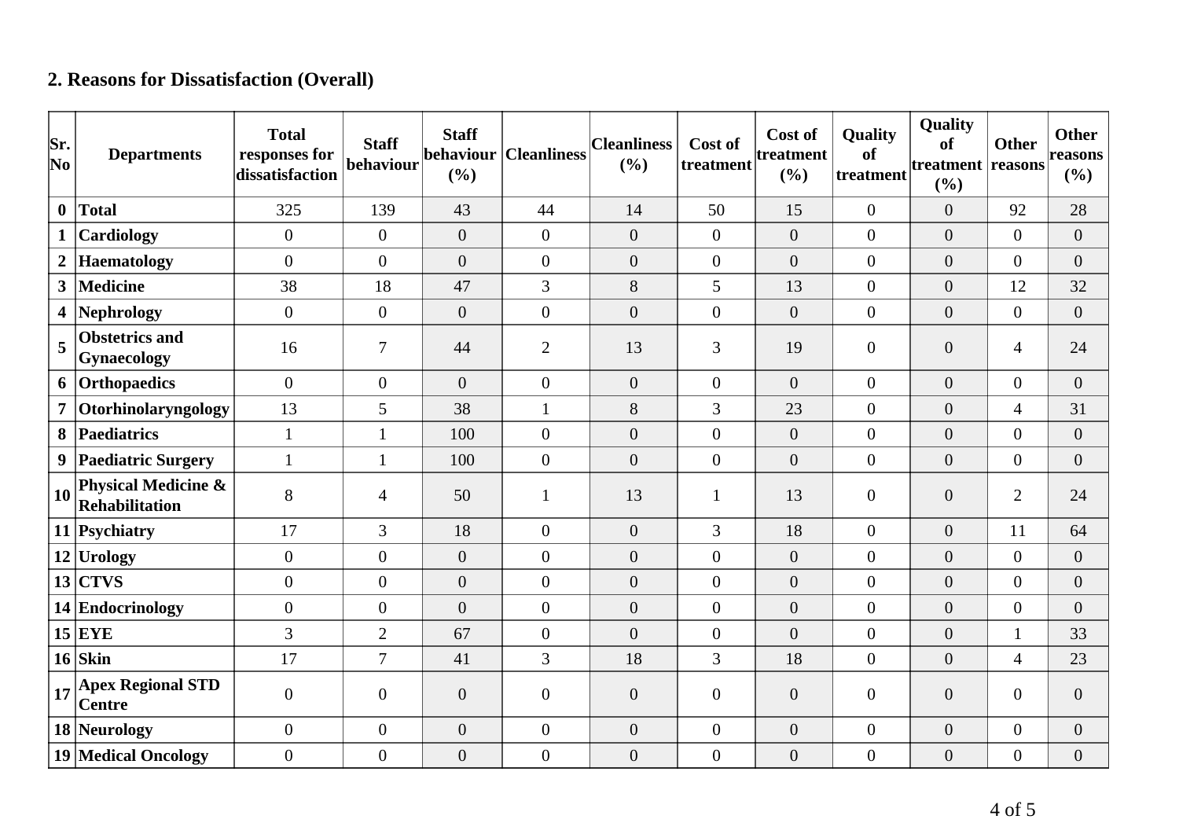## 2. Reasons for Dissatisfaction (Overall)

| Sr. No | Departments | Total responses for dissatisfaction | Staff behaviour | Staff behaviour (%) | Cleanliness | Cleanliness (%) | Cost of treatment | Cost of treatment (%) | Quality of treatment | Quality of treatment (%) | Other reasons | Other reasons (%) |
|---|---|---|---|---|---|---|---|---|---|---|---|---|
| 0 | Total | 325 | 139 | 43 | 44 | 14 | 50 | 15 | 0 | 0 | 92 | 28 |
| 1 | Cardiology | 0 | 0 | 0 | 0 | 0 | 0 | 0 | 0 | 0 | 0 | 0 |
| 2 | Haematology | 0 | 0 | 0 | 0 | 0 | 0 | 0 | 0 | 0 | 0 | 0 |
| 3 | Medicine | 38 | 18 | 47 | 3 | 8 | 5 | 13 | 0 | 0 | 12 | 32 |
| 4 | Nephrology | 0 | 0 | 0 | 0 | 0 | 0 | 0 | 0 | 0 | 0 | 0 |
| 5 | Obstetrics and Gynaecology | 16 | 7 | 44 | 2 | 13 | 3 | 19 | 0 | 0 | 4 | 24 |
| 6 | Orthopaedics | 0 | 0 | 0 | 0 | 0 | 0 | 0 | 0 | 0 | 0 | 0 |
| 7 | Otorhinolaryngology | 13 | 5 | 38 | 1 | 8 | 3 | 23 | 0 | 0 | 4 | 31 |
| 8 | Paediatrics | 1 | 1 | 100 | 0 | 0 | 0 | 0 | 0 | 0 | 0 | 0 |
| 9 | Paediatric Surgery | 1 | 1 | 100 | 0 | 0 | 0 | 0 | 0 | 0 | 0 | 0 |
| 10 | Physical Medicine & Rehabilitation | 8 | 4 | 50 | 1 | 13 | 1 | 13 | 0 | 0 | 2 | 24 |
| 11 | Psychiatry | 17 | 3 | 18 | 0 | 0 | 3 | 18 | 0 | 0 | 11 | 64 |
| 12 | Urology | 0 | 0 | 0 | 0 | 0 | 0 | 0 | 0 | 0 | 0 | 0 |
| 13 | CTVS | 0 | 0 | 0 | 0 | 0 | 0 | 0 | 0 | 0 | 0 | 0 |
| 14 | Endocrinology | 0 | 0 | 0 | 0 | 0 | 0 | 0 | 0 | 0 | 0 | 0 |
| 15 | EYE | 3 | 2 | 67 | 0 | 0 | 0 | 0 | 0 | 0 | 1 | 33 |
| 16 | Skin | 17 | 7 | 41 | 3 | 18 | 3 | 18 | 0 | 0 | 4 | 23 |
| 17 | Apex Regional STD Centre | 0 | 0 | 0 | 0 | 0 | 0 | 0 | 0 | 0 | 0 | 0 |
| 18 | Neurology | 0 | 0 | 0 | 0 | 0 | 0 | 0 | 0 | 0 | 0 | 0 |
| 19 | Medical Oncology | 0 | 0 | 0 | 0 | 0 | 0 | 0 | 0 | 0 | 0 | 0 |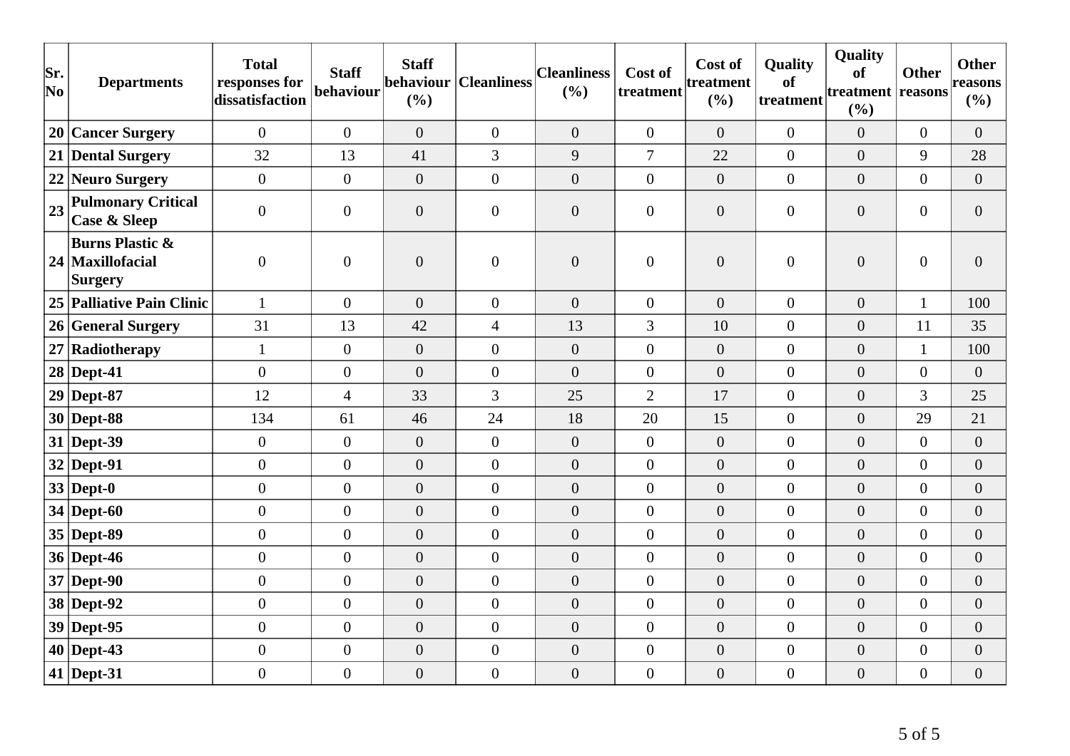| Sr. No | Departments | Total responses for dissatisfaction | Staff behaviour | Staff behaviour (%) | Cleanliness | Cleanliness (%) | Cost of treatment | Cost of treatment (%) | Quality of treatment | Quality of treatment (%) | Other reasons | Other reasons (%) |
|---|---|---|---|---|---|---|---|---|---|---|---|---|
| 20 | Cancer Surgery | 0 | 0 | 0 | 0 | 0 | 0 | 0 | 0 | 0 | 0 | 0 |
| 21 | Dental Surgery | 32 | 13 | 41 | 3 | 9 | 7 | 22 | 0 | 0 | 9 | 28 |
| 22 | Neuro Surgery | 0 | 0 | 0 | 0 | 0 | 0 | 0 | 0 | 0 | 0 | 0 |
| 23 | Pulmonary Critical Case & Sleep | 0 | 0 | 0 | 0 | 0 | 0 | 0 | 0 | 0 | 0 | 0 |
| 24 | Burns Plastic & Maxillofacial Surgery | 0 | 0 | 0 | 0 | 0 | 0 | 0 | 0 | 0 | 0 | 0 |
| 25 | Palliative Pain Clinic | 1 | 0 | 0 | 0 | 0 | 0 | 0 | 0 | 0 | 1 | 100 |
| 26 | General Surgery | 31 | 13 | 42 | 4 | 13 | 3 | 10 | 0 | 0 | 11 | 35 |
| 27 | Radiotherapy | 1 | 0 | 0 | 0 | 0 | 0 | 0 | 0 | 0 | 1 | 100 |
| 28 | Dept-41 | 0 | 0 | 0 | 0 | 0 | 0 | 0 | 0 | 0 | 0 | 0 |
| 29 | Dept-87 | 12 | 4 | 33 | 3 | 25 | 2 | 17 | 0 | 0 | 3 | 25 |
| 30 | Dept-88 | 134 | 61 | 46 | 24 | 18 | 20 | 15 | 0 | 0 | 29 | 21 |
| 31 | Dept-39 | 0 | 0 | 0 | 0 | 0 | 0 | 0 | 0 | 0 | 0 | 0 |
| 32 | Dept-91 | 0 | 0 | 0 | 0 | 0 | 0 | 0 | 0 | 0 | 0 | 0 |
| 33 | Dept-0 | 0 | 0 | 0 | 0 | 0 | 0 | 0 | 0 | 0 | 0 | 0 |
| 34 | Dept-60 | 0 | 0 | 0 | 0 | 0 | 0 | 0 | 0 | 0 | 0 | 0 |
| 35 | Dept-89 | 0 | 0 | 0 | 0 | 0 | 0 | 0 | 0 | 0 | 0 | 0 |
| 36 | Dept-46 | 0 | 0 | 0 | 0 | 0 | 0 | 0 | 0 | 0 | 0 | 0 |
| 37 | Dept-90 | 0 | 0 | 0 | 0 | 0 | 0 | 0 | 0 | 0 | 0 | 0 |
| 38 | Dept-92 | 0 | 0 | 0 | 0 | 0 | 0 | 0 | 0 | 0 | 0 | 0 |
| 39 | Dept-95 | 0 | 0 | 0 | 0 | 0 | 0 | 0 | 0 | 0 | 0 | 0 |
| 40 | Dept-43 | 0 | 0 | 0 | 0 | 0 | 0 | 0 | 0 | 0 | 0 | 0 |
| 41 | Dept-31 | 0 | 0 | 0 | 0 | 0 | 0 | 0 | 0 | 0 | 0 | 0 |